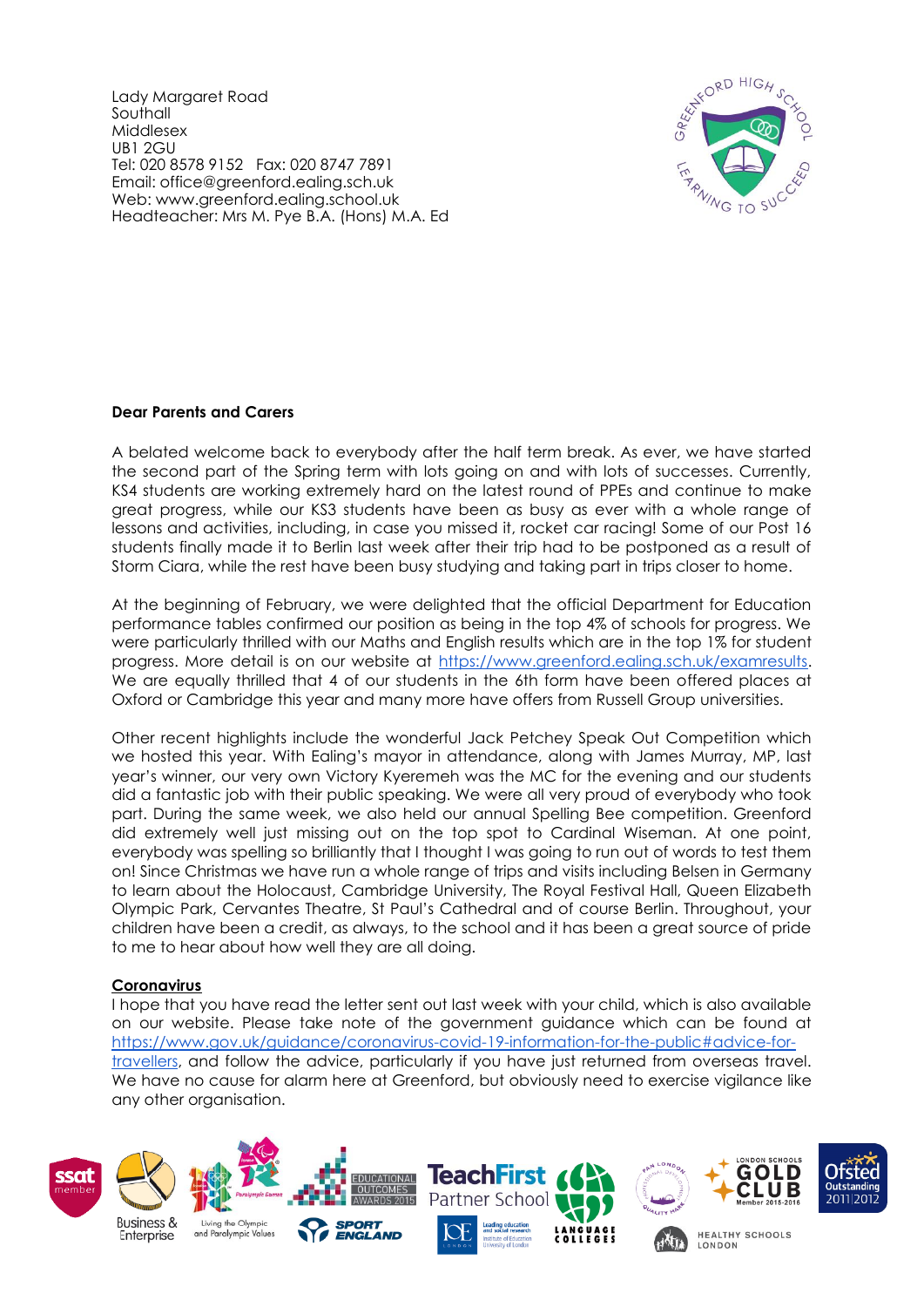Lady Margaret Road
Southall
Middlesex
UB1 2GU
Tel: 020 8578 9152 Fax: 020 8747 7891
Email: office@greenford.ealing.sch.uk
Web: www.greenford.ealing.school.uk
Headteacher: Mrs M. Pye B.A. (Hons) M.A. Ed

**Dear Parents and Carers**

A belated welcome back to everybody after the half term break. As ever, we have started the second part of the Spring term with lots going on and with lots of successes. Currently, KS4 students are working extremely hard on the latest round of PPEs and continue to make great progress, while our KS3 students have been as busy as ever with a whole range of lessons and activities, including, in case you missed it, rocket car racing! Some of our Post 16 students finally made it to Berlin last week after their trip had to be postponed as a result of Storm Ciara, while the rest have been busy studying and taking part in trips closer to home.

At the beginning of February, we were delighted that the official Department for Education performance tables confirmed our position as being in the top 4% of schools for progress. We were particularly thrilled with our Maths and English results which are in the top 1% for student progress. More detail is on our website at https://www.greenford.ealing.sch.uk/examresults. We are equally thrilled that 4 of our students in the 6th form have been offered places at Oxford or Cambridge this year and many more have offers from Russell Group universities.

Other recent highlights include the wonderful Jack Petchey Speak Out Competition which we hosted this year. With Ealing's mayor in attendance, along with James Murray, MP, last year's winner, our very own Victory Kyeremeh was the MC for the evening and our students did a fantastic job with their public speaking. We were all very proud of everybody who took part. During the same week, we also held our annual Spelling Bee competition. Greenford did extremely well just missing out on the top spot to Cardinal Wiseman. At one point, everybody was spelling so brilliantly that I thought I was going to run out of words to test them on! Since Christmas we have run a whole range of trips and visits including Belsen in Germany to learn about the Holocaust, Cambridge University, The Royal Festival Hall, Queen Elizabeth Olympic Park, Cervantes Theatre, St Paul's Cathedral and of course Berlin. Throughout, your children have been a credit, as always, to the school and it has been a great source of pride to me to hear about how well they are all doing.

**Coronavirus**

I hope that you have read the letter sent out last week with your child, which is also available on our website. Please take note of the government guidance which can be found at https://www.gov.uk/guidance/coronavirus-covid-19-information-for-the-public#advice-for-travellers, and follow the advice, particularly if you have just returned from overseas travel. We have no cause for alarm here at Greenford, but obviously need to exercise vigilance like any other organisation.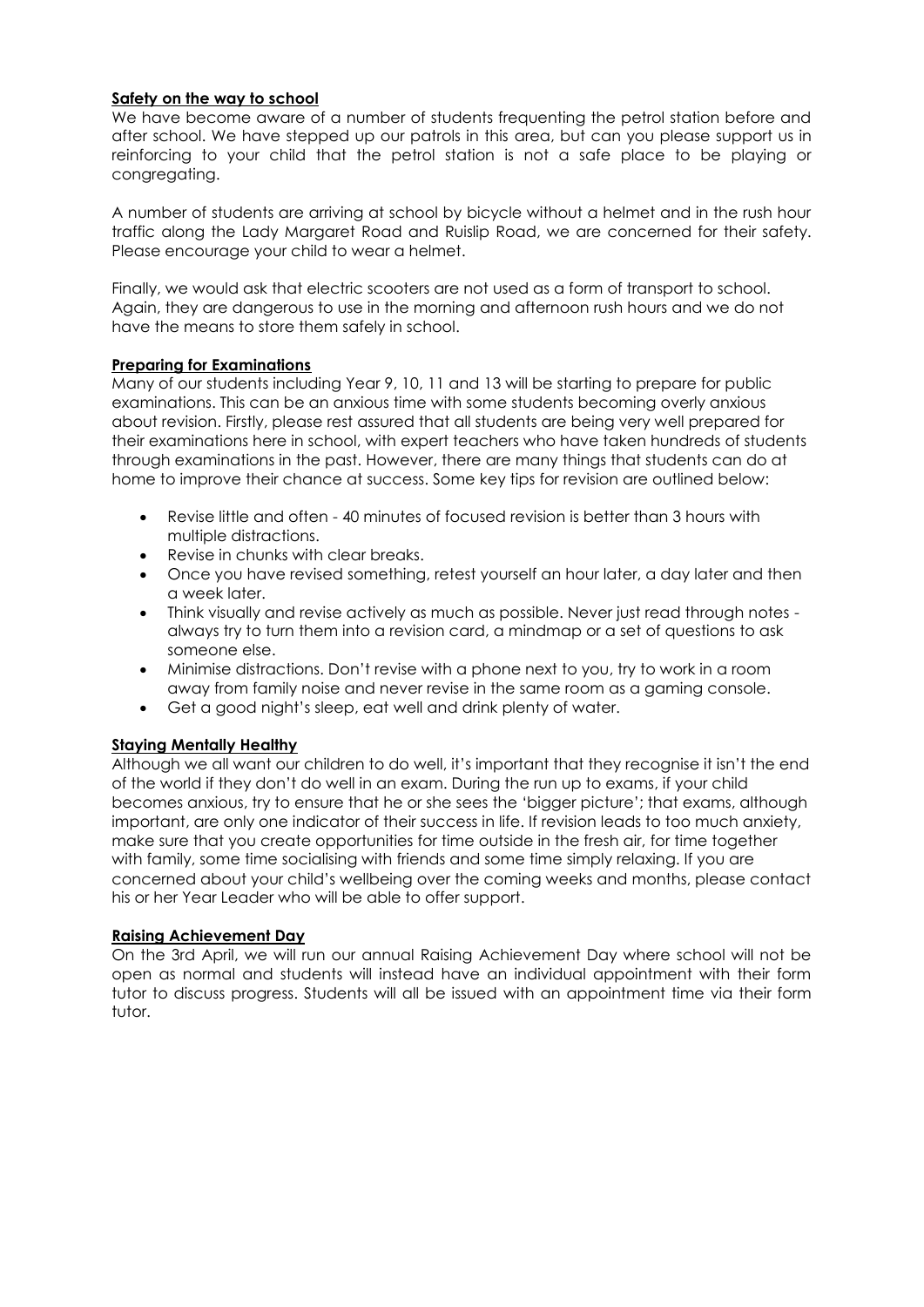## Safety on the way to school

We have become aware of a number of students frequenting the petrol station before and after school. We have stepped up our patrols in this area, but can you please support us in reinforcing to your child that the petrol station is not a safe place to be playing or congregating.

A number of students are arriving at school by bicycle without a helmet and in the rush hour traffic along the Lady Margaret Road and Ruislip Road, we are concerned for their safety. Please encourage your child to wear a helmet.

Finally, we would ask that electric scooters are not used as a form of transport to school. Again, they are dangerous to use in the morning and afternoon rush hours and we do not have the means to store them safely in school.

## Preparing for Examinations

Many of our students including Year 9, 10, 11 and 13 will be starting to prepare for public examinations. This can be an anxious time with some students becoming overly anxious about revision. Firstly, please rest assured that all students are being very well prepared for their examinations here in school, with expert teachers who have taken hundreds of students through examinations in the past. However, there are many things that students can do at home to improve their chance at success. Some key tips for revision are outlined below:

- Revise little and often - 40 minutes of focused revision is better than 3 hours with multiple distractions.
- Revise in chunks with clear breaks.
- Once you have revised something, retest yourself an hour later, a day later and then a week later.
- Think visually and revise actively as much as possible. Never just read through notes - always try to turn them into a revision card, a mindmap or a set of questions to ask someone else.
- Minimise distractions. Don't revise with a phone next to you, try to work in a room away from family noise and never revise in the same room as a gaming console.
- Get a good night's sleep, eat well and drink plenty of water.

## Staying Mentally Healthy

Although we all want our children to do well, it's important that they recognise it isn't the end of the world if they don't do well in an exam. During the run up to exams, if your child becomes anxious, try to ensure that he or she sees the 'bigger picture'; that exams, although important, are only one indicator of their success in life. If revision leads to too much anxiety, make sure that you create opportunities for time outside in the fresh air, for time together with family, some time socialising with friends and some time simply relaxing. If you are concerned about your child's wellbeing over the coming weeks and months, please contact his or her Year Leader who will be able to offer support.

## Raising Achievement Day

On the 3rd April, we will run our annual Raising Achievement Day where school will not be open as normal and students will instead have an individual appointment with their form tutor to discuss progress. Students will all be issued with an appointment time via their form tutor.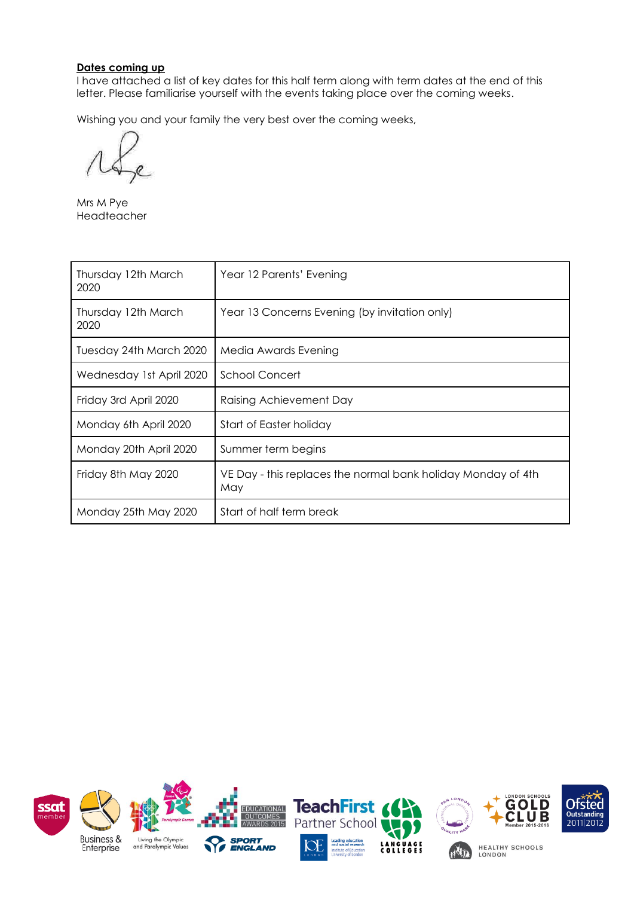**Dates coming up**

I have attached a list of key dates for this half term along with term dates at the end of this letter. Please familiarise yourself with the events taking place over the coming weeks.

Wishing you and your family the very best over the coming weeks,

Mrs M Pye
Headteacher

| | |
|---|---|
| Thursday 12th March 2020 | Year 12 Parents' Evening |
| Thursday 12th March 2020 | Year 13 Concerns Evening (by invitation only) |
| Tuesday 24th March 2020 | Media Awards Evening |
| Wednesday 1st April 2020 | School Concert |
| Friday 3rd April 2020 | Raising Achievement Day |
| Monday 6th April 2020 | Start of Easter holiday |
| Monday 20th April 2020 | Summer term begins |
| Friday 8th May 2020 | VE Day - this replaces the normal bank holiday Monday of 4th May |
| Monday 25th May 2020 | Start of half term break |